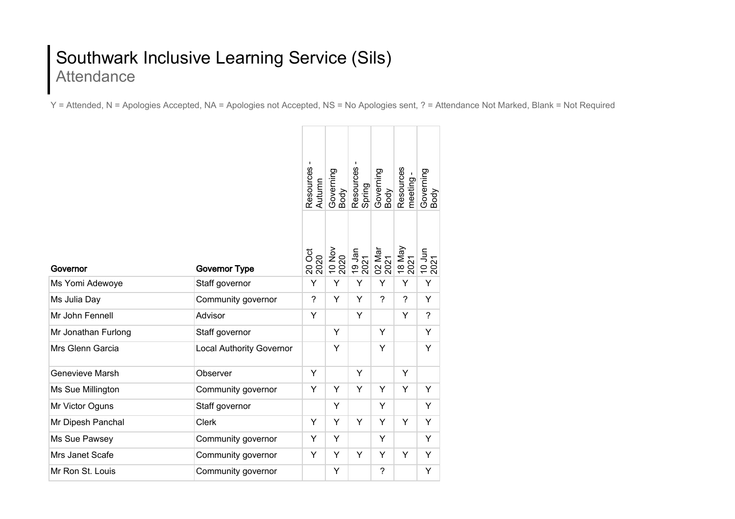# Southwark Inclusive Learning Service (Sils)

## Attendance

Y = Attended, N = Apologies Accepted, NA = Apologies not Accepted, NS = No Apologies sent, ? = Attendance Not Marked, Blank = Not Required

| Governor | Governor Type | Resources - Autumn 20 Oct 2020 | Governing Body 10 Nov 2020 | Resources - Spring 19 Jan 2021 | Governing Body 02 Mar 2021 | Resources meeting - 18 May 2021 | Governing Body 10 Jun 2021 |
|---|---|---|---|---|---|---|---|
| Ms Yomi Adewoye | Staff governor | Y | Y | Y | Y | Y | Y |
| Ms Julia Day | Community governor | ? | Y | Y | ? | ? | Y |
| Mr John Fennell | Advisor | Y | | Y | | Y | ? |
| Mr Jonathan Furlong | Staff governor | | Y | | Y | | Y |
| Mrs Glenn Garcia | Local Authority Governor | | Y | | Y | | Y |
| Genevieve Marsh | Observer | Y | | Y | | Y | |
| Ms Sue Millington | Community governor | Y | Y | Y | Y | Y | Y |
| Mr Victor Oguns | Staff governor | | Y | | Y | | Y |
| Mr Dipesh Panchal | Clerk | Y | Y | Y | Y | Y | Y |
| Ms Sue Pawsey | Community governor | Y | Y | | Y | | Y |
| Mrs Janet Scafe | Community governor | Y | Y | Y | Y | Y | Y |
| Mr Ron St. Louis | Community governor | | Y | | ? | | Y |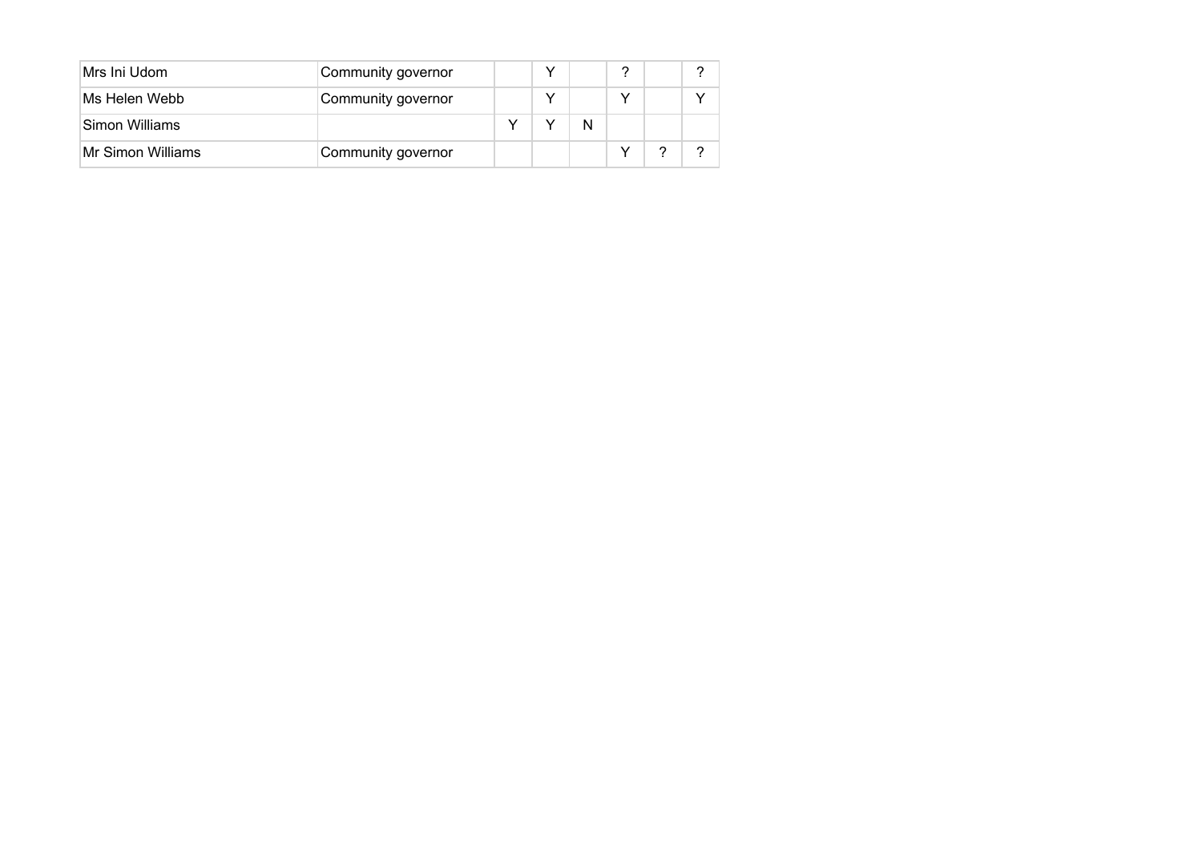| | | | | | | | |
|---|---|---|---|---|---|---|---|
| Mrs Ini Udom | Community governor | | Y | | ? | | ? |
| Ms Helen Webb | Community governor | | Y | | Y | | Y |
| Simon Williams | | Y | Y | N | | | |
| Mr Simon Williams | Community governor | | | | Y | ? | ? |